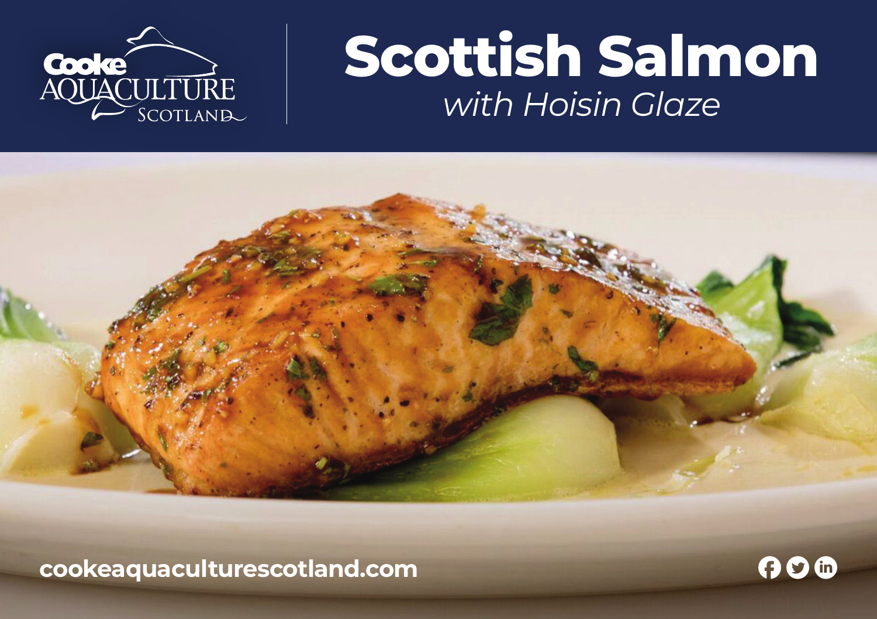Cooke AQUACULTURE SCOTLAND

# Scottish Salmon

*with Hoisin Glaze*

**cookeaquaculturescotland.com**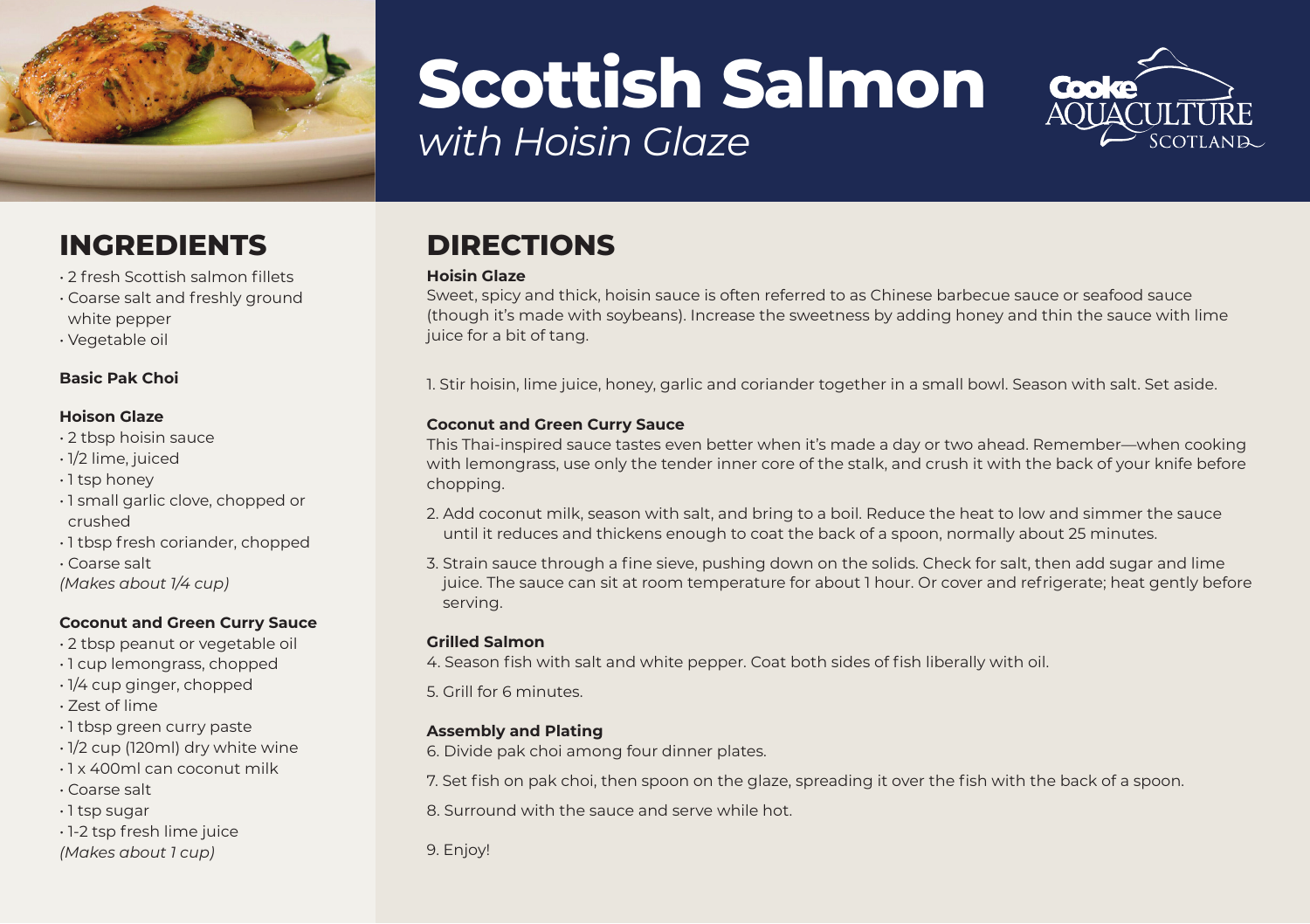# Scottish Salmon

*with Hoisin Glaze*

Cooke AQUACULTURE SCOTLAND

## INGREDIENTS

- 2 fresh Scottish salmon fillets
- Coarse salt and freshly ground white pepper
- Vegetable oil

**Basic Pak Choi**

**Hoison Glaze**

- 2 tbsp hoisin sauce
- 1/2 lime, juiced
- 1 tsp honey
- 1 small garlic clove, chopped or crushed
- 1 tbsp fresh coriander, chopped
- Coarse salt

*(Makes about 1/4 cup)*

**Coconut and Green Curry Sauce**

- 2 tbsp peanut or vegetable oil
- 1 cup lemongrass, chopped
- 1/4 cup ginger, chopped
- Zest of lime
- 1 tbsp green curry paste
- 1/2 cup (120ml) dry white wine
- 1 x 400ml can coconut milk
- Coarse salt
- 1 tsp sugar
- 1-2 tsp fresh lime juice

*(Makes about 1 cup)*

## DIRECTIONS

**Hoisin Glaze**

Sweet, spicy and thick, hoisin sauce is often referred to as Chinese barbecue sauce or seafood sauce (though it's made with soybeans). Increase the sweetness by adding honey and thin the sauce with lime juice for a bit of tang.

1. Stir hoisin, lime juice, honey, garlic and coriander together in a small bowl. Season with salt. Set aside.

**Coconut and Green Curry Sauce**

This Thai-inspired sauce tastes even better when it's made a day or two ahead. Remember—when cooking with lemongrass, use only the tender inner core of the stalk, and crush it with the back of your knife before chopping.

2. Add coconut milk, season with salt, and bring to a boil. Reduce the heat to low and simmer the sauce until it reduces and thickens enough to coat the back of a spoon, normally about 25 minutes.
3. Strain sauce through a fine sieve, pushing down on the solids. Check for salt, then add sugar and lime juice. The sauce can sit at room temperature for about 1 hour. Or cover and refrigerate; heat gently before serving.

**Grilled Salmon**

4. Season fish with salt and white pepper. Coat both sides of fish liberally with oil.
5. Grill for 6 minutes.

**Assembly and Plating**

6. Divide pak choi among four dinner plates.
7. Set fish on pak choi, then spoon on the glaze, spreading it over the fish with the back of a spoon.
8. Surround with the sauce and serve while hot.
9. Enjoy!